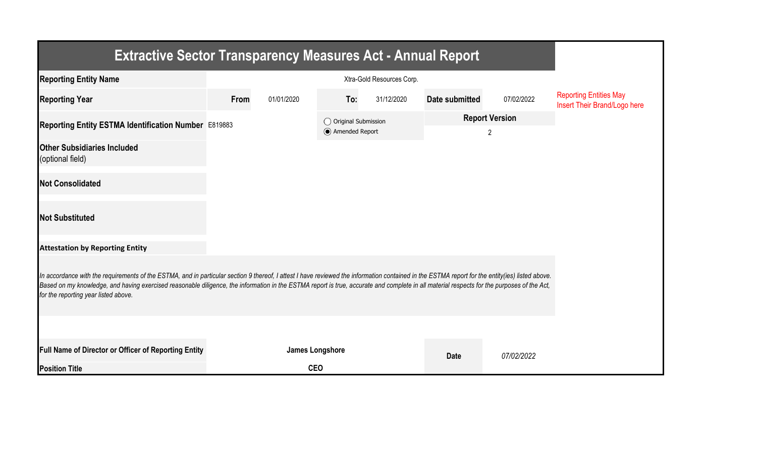# Extractive Sector Transparency Measures Act - Annual Report

| | | | | | | | |
|---|---|---|---|---|---|---|---|
| **Reporting Entity Name** | Xtra-Gold Resources Corp. | | | | | | |
| **Reporting Year** | **From** | 01/01/2020 | **To:** | 31/12/2020 | **Date submitted** | 07/02/2022 | Reporting Entities May Insert Their Brand/Logo here |
| **Reporting Entity ESTMA Identification Number** | E819883 | | ◯ Original Submission<br>◉ Amended Report | | **Report Version** | 2 | |
| **Other Subsidiaries Included** (optional field) | | | | | | | |
| **Not Consolidated** | | | | | | | |
| **Not Substituted** | | | | | | | |

**Attestation by Reporting Entity**

*In accordance with the requirements of the ESTMA, and in particular section 9 thereof, I attest I have reviewed the information contained in the ESTMA report for the entity(ies) listed above. Based on my knowledge, and having exercised reasonable diligence, the information in the ESTMA report is true, accurate and complete in all material respects for the purposes of the Act, for the reporting year listed above.*

| | | | |
|---|---|---|---|
| **Full Name of Director or Officer of Reporting Entity** | **James Longshore** | **Date** | *07/02/2022* |
| **Position Title** | **CEO** | | |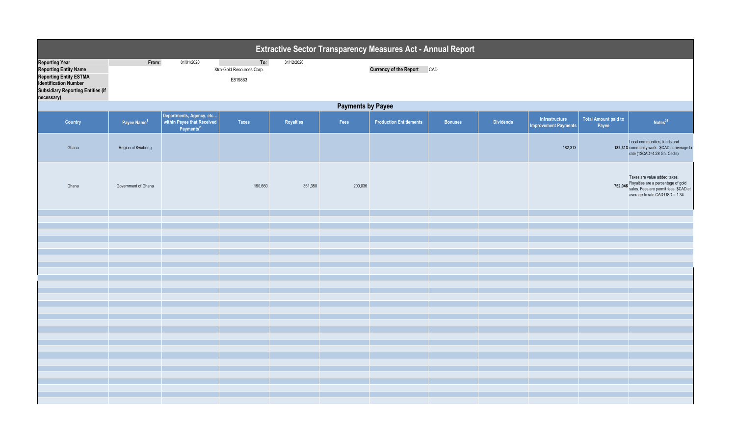# Extractive Sector Transparency Measures Act - Annual Report

| | | | | |
|---|---|---|---|---|
| **Reporting Year** | From: | 01/01/2020 | To: | 31/12/2020 |
| **Reporting Entity Name** | Xtra-Gold Resources Corp. | | **Currency of the Report** | CAD |
| **Reporting Entity ESTMA Identification Number** | E819883 | | | |
| **Subsidiary Reporting Entities (if necessary)** | | | | |

## Payments by Payee

| Country | Payee Name[1] | Departments, Agency, etc... within Payee that Received Payments[2] | Taxes | Royalties | Fees | Production Entitlements | Bonuses | Dividends | Infrastructure Improvement Payments | Total Amount paid to Payee | Notes[34] |
|---|---|---|---|---|---|---|---|---|---|---|---|
| Ghana | Region of Kwabeng | | | | | | | | 182,313 | 182,313 | Local communities, funds and community work. $CAD at average fx rate (1$CAD=4.28 Gh. Cedis) |
| Ghana | Government of Ghana | | 190,660 | 361,350 | 200,036 | | | | | 752,046 | Taxes are value added taxes. Royalties are a percentage of gold sales. Fees are permit fees. $CAD at average fx rate CAD:USD = 1.34 |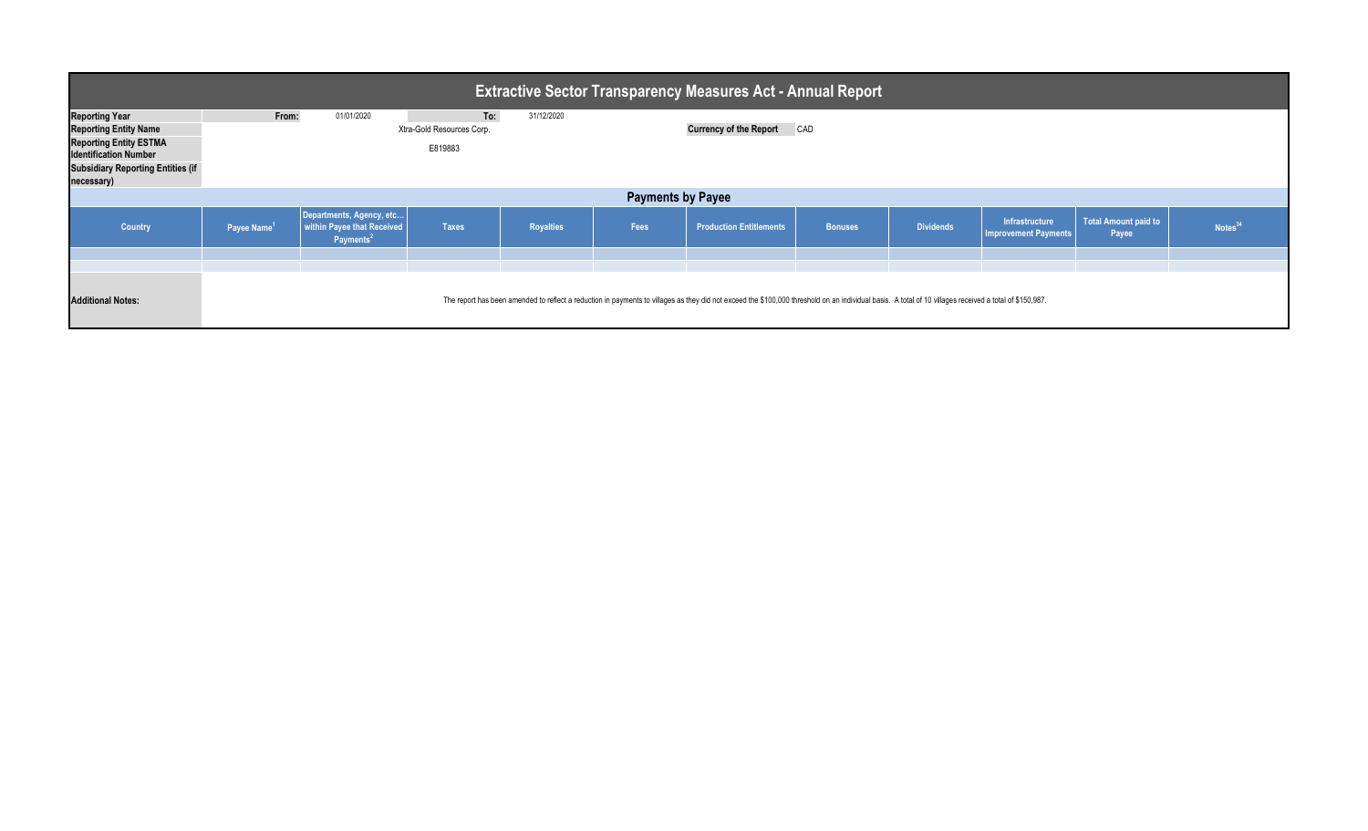# Extractive Sector Transparency Measures Act - Annual Report

| | | | | |
|---|---|---|---|---|
| **Reporting Year** | **From:** 01/01/2020 | **To:** 31/12/2020 | | |
| **Reporting Entity Name** | Xtra-Gold Resources Corp. | | **Currency of the Report** | CAD |
| **Reporting Entity ESTMA Identification Number** | E819883 | | | |
| **Subsidiary Reporting Entities (if necessary)** | | | | |

## Payments by Payee

| Country | Payee Name[1] | Departments, Agency, etc... within Payee that Received Payments[2] | Taxes | Royalties | Fees | Production Entitlements | Bonuses | Dividends | Infrastructure Improvement Payments | Total Amount paid to Payee | Notes[34] |
|---|---|---|---|---|---|---|---|---|---|---|---|
| | | | | | | | | | | | |
| | | | | | | | | | | | |

**Additional Notes:** The report has been amended to reflect a reduction in payments to villages as they did not exceed the $100,000 threshold on an individual basis. A total of 10 villages received a total of $150,987.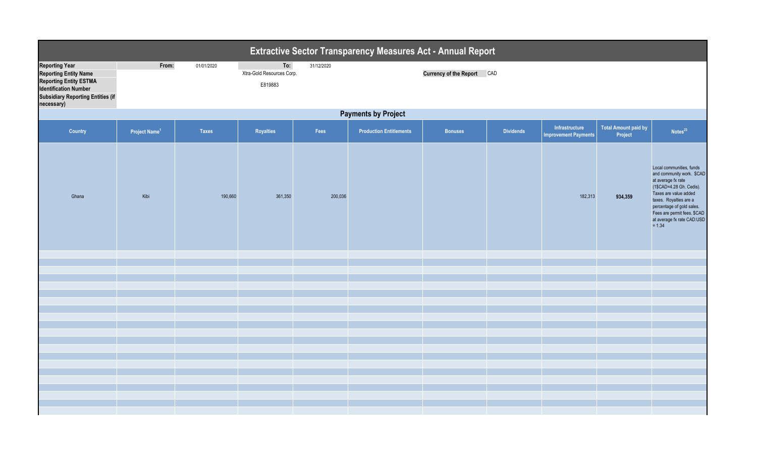# Extractive Sector Transparency Measures Act - Annual Report

| | | | | | |
|---|---|---|---|---|---|
| **Reporting Year** | **From:** | 01/01/2020 | **To:** | 31/12/2020 | |
| **Reporting Entity Name** | | | Xtra-Gold Resources Corp. | | **Currency of the Report** CAD |
| **Reporting Entity ESTMA Identification Number** | | | E819883 | | |
| **Subsidiary Reporting Entities (if necessary)** | | | | | |

## Payments by Project

| Country | Project Name[1] | Taxes | Royalties | Fees | Production Entitlements | Bonuses | Dividends | Infrastructure Improvement Payments | Total Amount paid by Project | Notes[23] |
|---|---|---|---|---|---|---|---|---|---|---|
| Ghana | Kibi | 190,660 | 361,350 | 200,036 | | | | 182,313 | **934,359** | Local communities, funds and community work. $CAD at average fx rate (1$CAD=4.28 Gh. Cedis). Taxes are value added taxes. Royalties are a percentage of gold sales. Fees are permit fees. $CAD at average fx rate CAD:USD = 1.34 |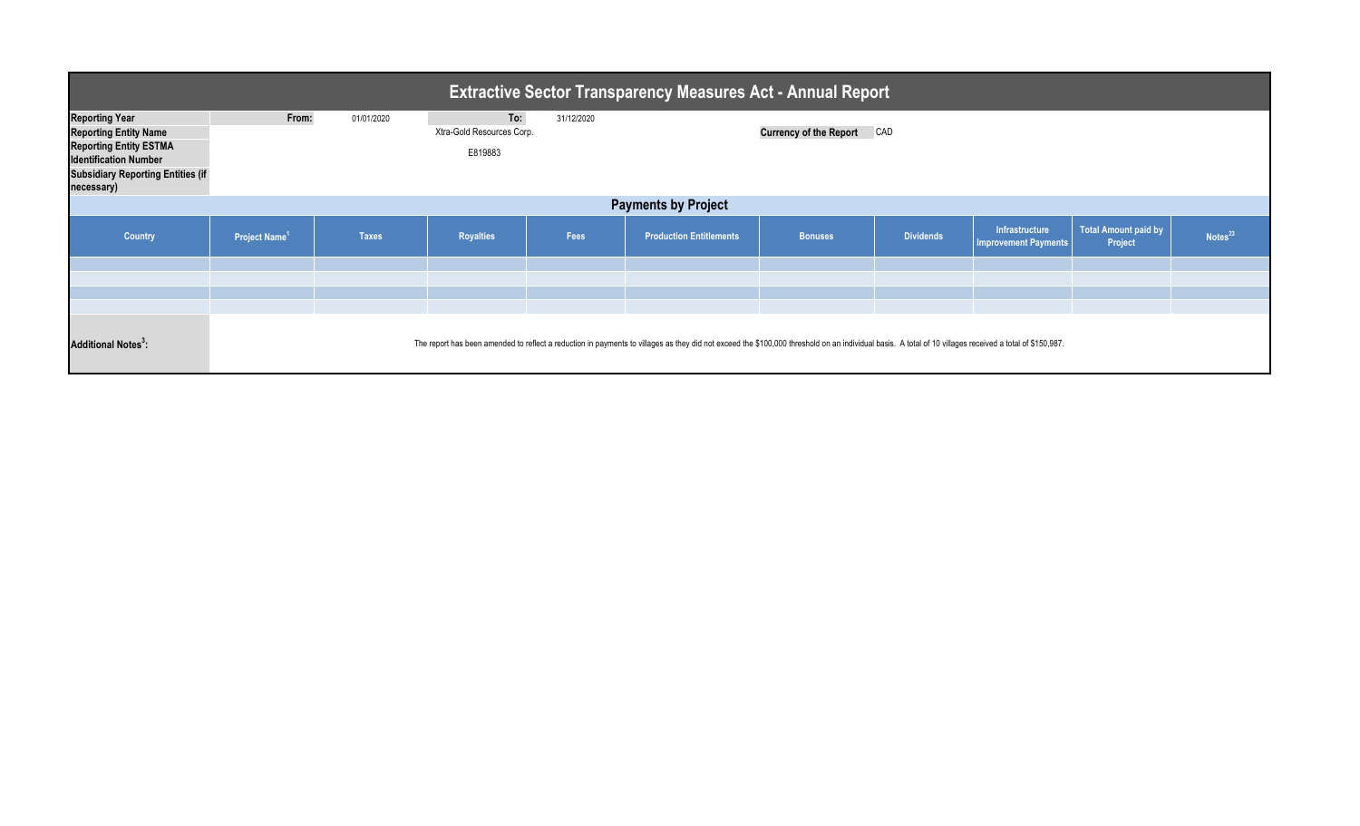# Extractive Sector Transparency Measures Act - Annual Report

| | | | | | |
|---|---|---|---|---|---|
| **Reporting Year** | **From:** | 01/01/2020 | **To:** | 31/12/2020 | |
| **Reporting Entity Name** | | | Xtra-Gold Resources Corp. | **Currency of the Report** | CAD |
| **Reporting Entity ESTMA Identification Number** | | | E819883 | | |
| **Subsidiary Reporting Entities (if necessary)** | | | | | |

## Payments by Project

| Country | Project Name[1] | Taxes | Royalties | Fees | Production Entitlements | Bonuses | Dividends | Infrastructure Improvement Payments | Total Amount paid by Project | Notes[23] |
|---|---|---|---|---|---|---|---|---|---|---|
| | | | | | | | | | | |
| | | | | | | | | | | |
| | | | | | | | | | | |
| | | | | | | | | | | |

**Additional Notes[3]:** The report has been amended to reflect a reduction in payments to villages as they did not exceed the $100,000 threshold on an individual basis. A total of 10 villages received a total of $150,987.